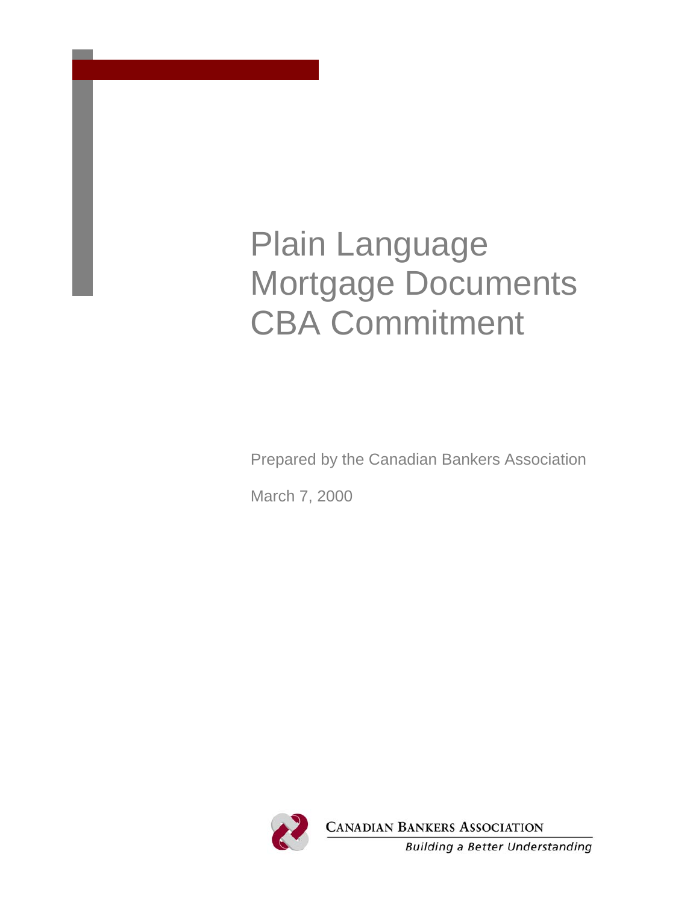# Plain Language Mortgage Documents CBA Commitment

Prepared by the Canadian Bankers Association

March 7, 2000

CANADIAN BANKERS ASSOCIATION

*Building a Better Understanding*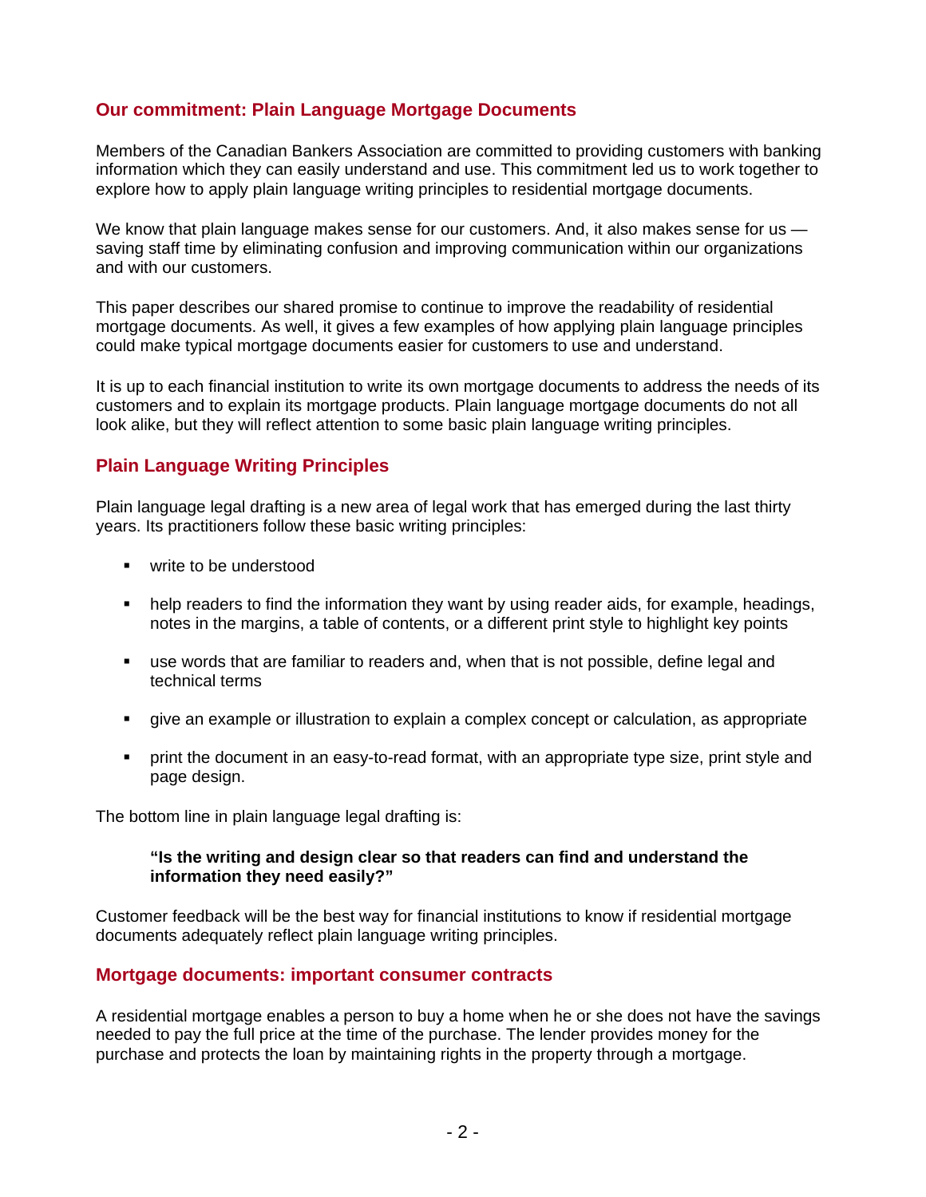## Our commitment: Plain Language Mortgage Documents

Members of the Canadian Bankers Association are committed to providing customers with banking information which they can easily understand and use. This commitment led us to work together to explore how to apply plain language writing principles to residential mortgage documents.

We know that plain language makes sense for our customers. And, it also makes sense for us — saving staff time by eliminating confusion and improving communication within our organizations and with our customers.

This paper describes our shared promise to continue to improve the readability of residential mortgage documents. As well, it gives a few examples of how applying plain language principles could make typical mortgage documents easier for customers to use and understand.

It is up to each financial institution to write its own mortgage documents to address the needs of its customers and to explain its mortgage products. Plain language mortgage documents do not all look alike, but they will reflect attention to some basic plain language writing principles.

## Plain Language Writing Principles

Plain language legal drafting is a new area of legal work that has emerged during the last thirty years. Its practitioners follow these basic writing principles:

- write to be understood
- help readers to find the information they want by using reader aids, for example, headings, notes in the margins, a table of contents, or a different print style to highlight key points
- use words that are familiar to readers and, when that is not possible, define legal and technical terms
- give an example or illustration to explain a complex concept or calculation, as appropriate
- print the document in an easy-to-read format, with an appropriate type size, print style and page design.

The bottom line in plain language legal drafting is:

> **"Is the writing and design clear so that readers can find and understand the information they need easily?"**

Customer feedback will be the best way for financial institutions to know if residential mortgage documents adequately reflect plain language writing principles.

## Mortgage documents: important consumer contracts

A residential mortgage enables a person to buy a home when he or she does not have the savings needed to pay the full price at the time of the purchase. The lender provides money for the purchase and protects the loan by maintaining rights in the property through a mortgage.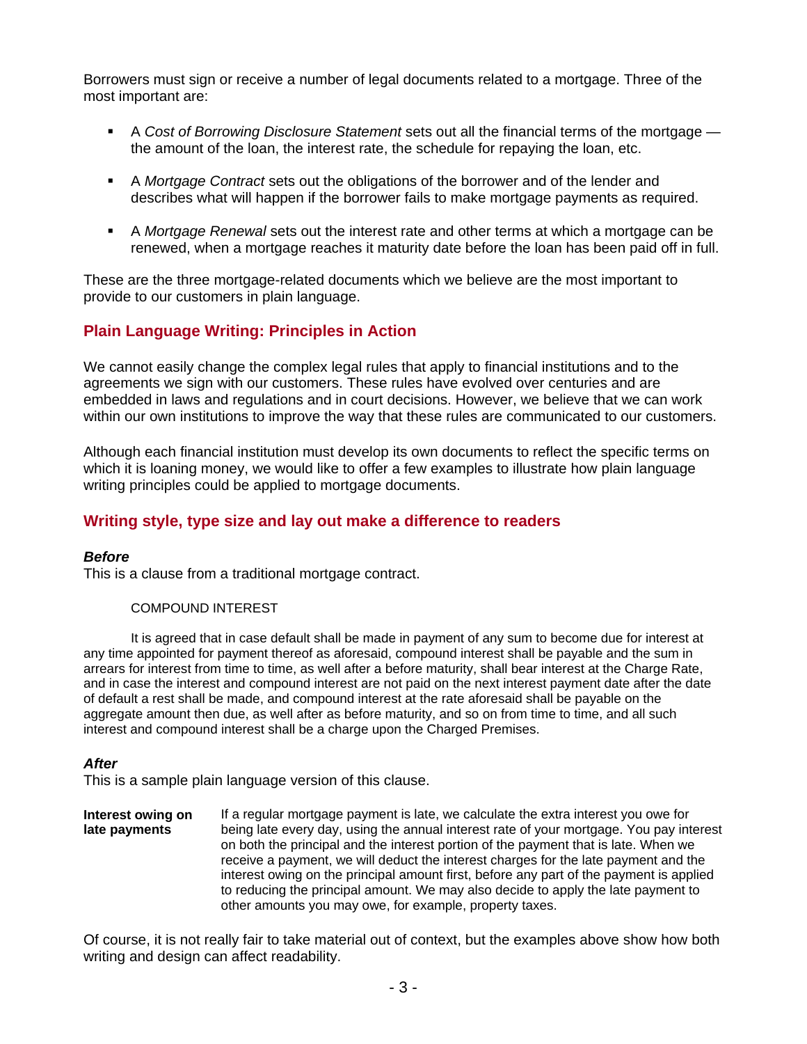Borrowers must sign or receive a number of legal documents related to a mortgage. Three of the most important are:

- A *Cost of Borrowing Disclosure Statement* sets out all the financial terms of the mortgage — the amount of the loan, the interest rate, the schedule for repaying the loan, etc.
- A *Mortgage Contract* sets out the obligations of the borrower and of the lender and describes what will happen if the borrower fails to make mortgage payments as required.
- A *Mortgage Renewal* sets out the interest rate and other terms at which a mortgage can be renewed, when a mortgage reaches it maturity date before the loan has been paid off in full.

These are the three mortgage-related documents which we believe are the most important to provide to our customers in plain language.

## Plain Language Writing: Principles in Action

We cannot easily change the complex legal rules that apply to financial institutions and to the agreements we sign with our customers. These rules have evolved over centuries and are embedded in laws and regulations and in court decisions. However, we believe that we can work within our own institutions to improve the way that these rules are communicated to our customers.

Although each financial institution must develop its own documents to reflect the specific terms on which it is loaning money, we would like to offer a few examples to illustrate how plain language writing principles could be applied to mortgage documents.

## Writing style, type size and lay out make a difference to readers

***Before***

This is a clause from a traditional mortgage contract.

COMPOUND INTEREST

It is agreed that in case default shall be made in payment of any sum to become due for interest at any time appointed for payment thereof as aforesaid, compound interest shall be payable and the sum in arrears for interest from time to time, as well after a before maturity, shall bear interest at the Charge Rate, and in case the interest and compound interest are not paid on the next interest payment date after the date of default a rest shall be made, and compound interest at the rate aforesaid shall be payable on the aggregate amount then due, as well after as before maturity, and so on from time to time, and all such interest and compound interest shall be a charge upon the Charged Premises.

***After***

This is a sample plain language version of this clause.

**Interest owing on late payments**

If a regular mortgage payment is late, we calculate the extra interest you owe for being late every day, using the annual interest rate of your mortgage. You pay interest on both the principal and the interest portion of the payment that is late. When we receive a payment, we will deduct the interest charges for the late payment and the interest owing on the principal amount first, before any part of the payment is applied to reducing the principal amount. We may also decide to apply the late payment to other amounts you may owe, for example, property taxes.

Of course, it is not really fair to take material out of context, but the examples above show how both writing and design can affect readability.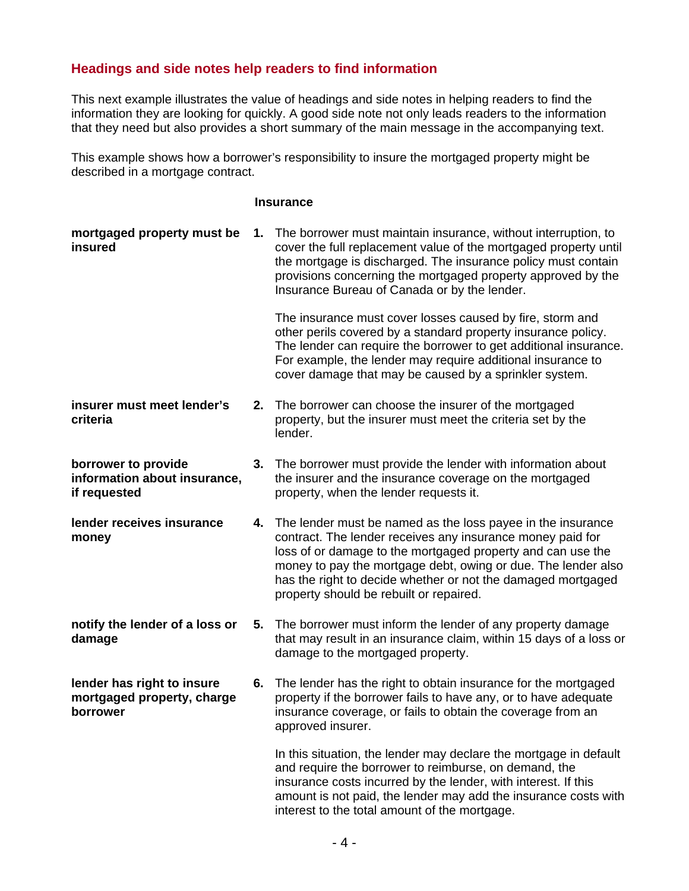## Headings and side notes help readers to find information

This next example illustrates the value of headings and side notes in helping readers to find the information they are looking for quickly. A good side note not only leads readers to the information that they need but also provides a short summary of the main message in the accompanying text.

This example shows how a borrower's responsibility to insure the mortgaged property might be described in a mortgage contract.

### Insurance

**mortgaged property must be insured**

1. The borrower must maintain insurance, without interruption, to cover the full replacement value of the mortgaged property until the mortgage is discharged. The insurance policy must contain provisions concerning the mortgaged property approved by the Insurance Bureau of Canada or by the lender.

   The insurance must cover losses caused by fire, storm and other perils covered by a standard property insurance policy. The lender can require the borrower to get additional insurance. For example, the lender may require additional insurance to cover damage that may be caused by a sprinkler system.

**insurer must meet lender's criteria**

2. The borrower can choose the insurer of the mortgaged property, but the insurer must meet the criteria set by the lender.

**borrower to provide information about insurance, if requested**

3. The borrower must provide the lender with information about the insurer and the insurance coverage on the mortgaged property, when the lender requests it.

**lender receives insurance money**

4. The lender must be named as the loss payee in the insurance contract. The lender receives any insurance money paid for loss of or damage to the mortgaged property and can use the money to pay the mortgage debt, owing or due. The lender also has the right to decide whether or not the damaged mortgaged property should be rebuilt or repaired.

**notify the lender of a loss or damage**

5. The borrower must inform the lender of any property damage that may result in an insurance claim, within 15 days of a loss or damage to the mortgaged property.

**lender has right to insure mortgaged property, charge borrower**

6. The lender has the right to obtain insurance for the mortgaged property if the borrower fails to have any, or to have adequate insurance coverage, or fails to obtain the coverage from an approved insurer.

   In this situation, the lender may declare the mortgage in default and require the borrower to reimburse, on demand, the insurance costs incurred by the lender, with interest. If this amount is not paid, the lender may add the insurance costs with interest to the total amount of the mortgage.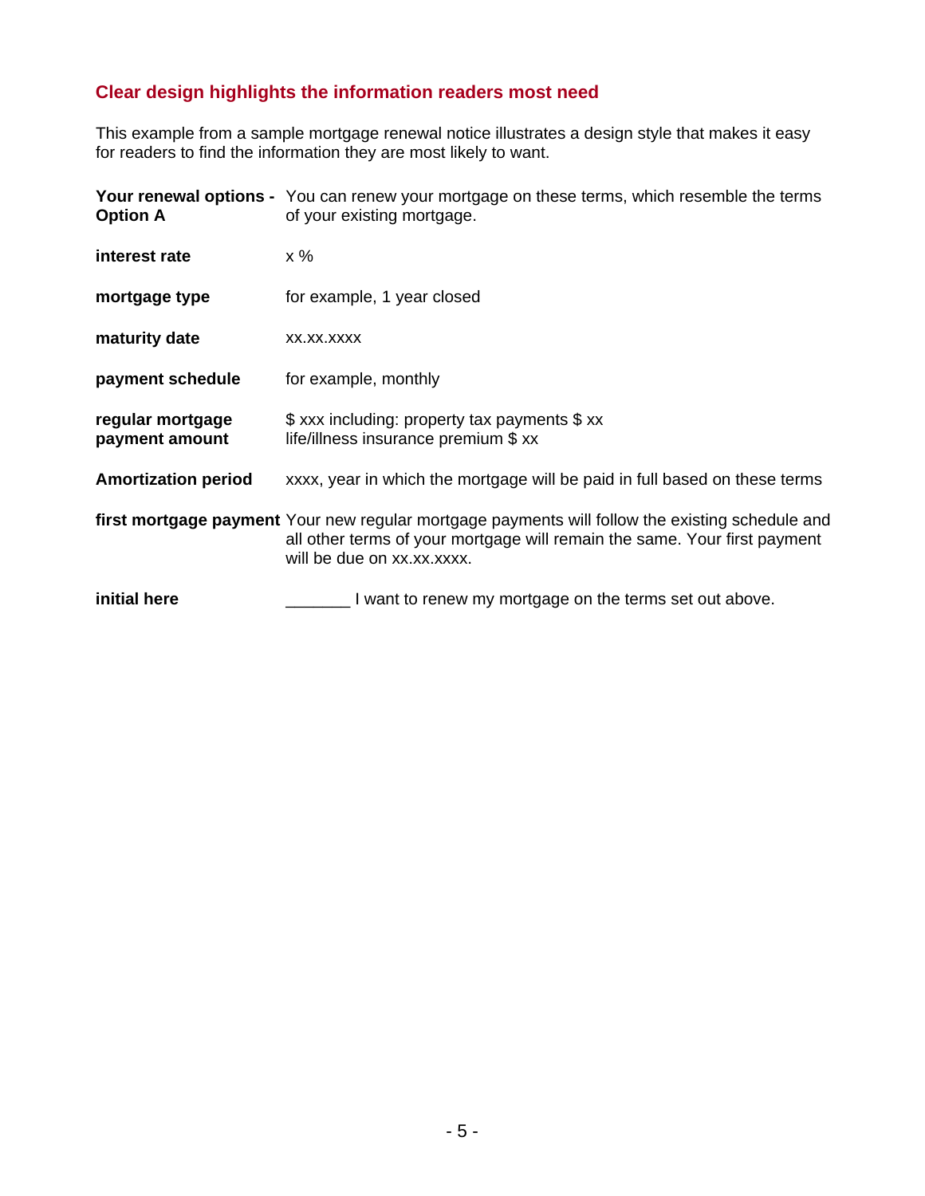## Clear design highlights the information readers most need

This example from a sample mortgage renewal notice illustrates a design style that makes it easy for readers to find the information they are most likely to want.

| | |
|---|---|
| **Your renewal options - Option A** | You can renew your mortgage on these terms, which resemble the terms of your existing mortgage. |
| **interest rate** | x % |
| **mortgage type** | for example, 1 year closed |
| **maturity date** | xx.xx.xxxx |
| **payment schedule** | for example, monthly |
| **regular mortgage payment amount** | $ xxx including: property tax payments $ xx<br>life/illness insurance premium $ xx |
| **Amortization period** | xxxx, year in which the mortgage will be paid in full based on these terms |
| **first mortgage payment** | Your new regular mortgage payments will follow the existing schedule and all other terms of your mortgage will remain the same. Your first payment will be due on xx.xx.xxxx. |
| **initial here** | _______ I want to renew my mortgage on the terms set out above. |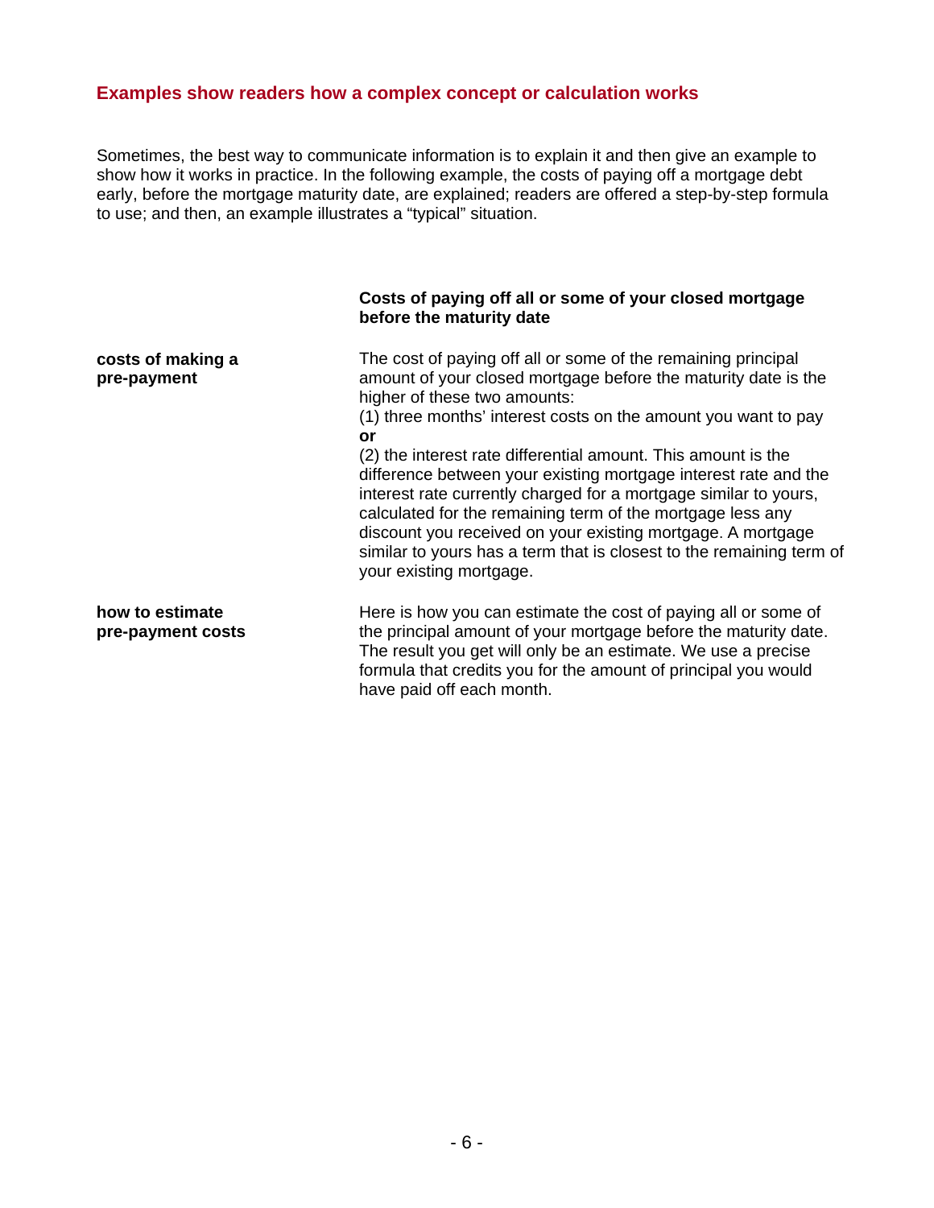## Examples show readers how a complex concept or calculation works

Sometimes, the best way to communicate information is to explain it and then give an example to show how it works in practice. In the following example, the costs of paying off a mortgage debt early, before the mortgage maturity date, are explained; readers are offered a step-by-step formula to use; and then, an example illustrates a "typical" situation.

| | **Costs of paying off all or some of your closed mortgage before the maturity date** |
|---|---|
| **costs of making a pre-payment** | The cost of paying off all or some of the remaining principal amount of your closed mortgage before the maturity date is the higher of these two amounts:<br>(1) three months' interest costs on the amount you want to pay<br>**or**<br>(2) the interest rate differential amount. This amount is the difference between your existing mortgage interest rate and the interest rate currently charged for a mortgage similar to yours, calculated for the remaining term of the mortgage less any discount you received on your existing mortgage. A mortgage similar to yours has a term that is closest to the remaining term of your existing mortgage. |
| **how to estimate pre-payment costs** | Here is how you can estimate the cost of paying all or some of the principal amount of your mortgage before the maturity date. The result you get will only be an estimate. We use a precise formula that credits you for the amount of principal you would have paid off each month. |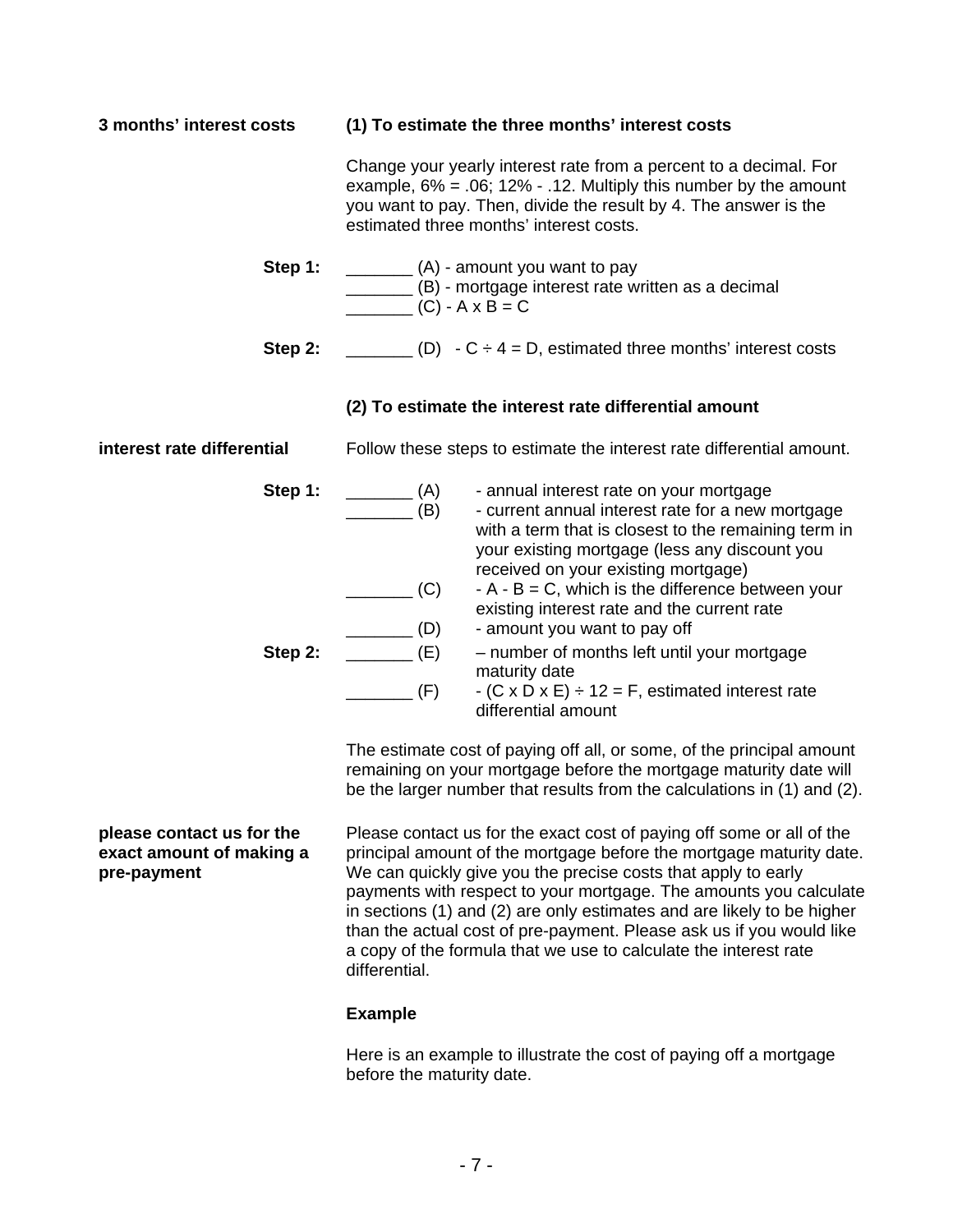**3 months' interest costs**

### (1) To estimate the three months' interest costs

Change your yearly interest rate from a percent to a decimal. For example, 6% = .06; 12% - .12. Multiply this number by the amount you want to pay. Then, divide the result by 4. The answer is the estimated three months' interest costs.

**Step 1:**

_______ (A) - amount you want to pay
_______ (B) - mortgage interest rate written as a decimal
_______ (C) - A x B = C

**Step 2:**

_______ (D) - C ÷ 4 = D, estimated three months' interest costs

### (2) To estimate the interest rate differential amount

**interest rate differential**

Follow these steps to estimate the interest rate differential amount.

**Step 1:**

_______ (A) - annual interest rate on your mortgage
_______ (B) - current annual interest rate for a new mortgage with a term that is closest to the remaining term in your existing mortgage (less any discount you received on your existing mortgage)
_______ (C) - A - B = C, which is the difference between your existing interest rate and the current rate
_______ (D) - amount you want to pay off

**Step 2:**

_______ (E) – number of months left until your mortgage maturity date
_______ (F) - (C x D x E) ÷ 12 = F, estimated interest rate differential amount

The estimate cost of paying off all, or some, of the principal amount remaining on your mortgage before the mortgage maturity date will be the larger number that results from the calculations in (1) and (2).

**please contact us for the exact amount of making a pre-payment**

Please contact us for the exact cost of paying off some or all of the principal amount of the mortgage before the mortgage maturity date. We can quickly give you the precise costs that apply to early payments with respect to your mortgage. The amounts you calculate in sections (1) and (2) are only estimates and are likely to be higher than the actual cost of pre-payment. Please ask us if you would like a copy of the formula that we use to calculate the interest rate differential.

**Example**

Here is an example to illustrate the cost of paying off a mortgage before the maturity date.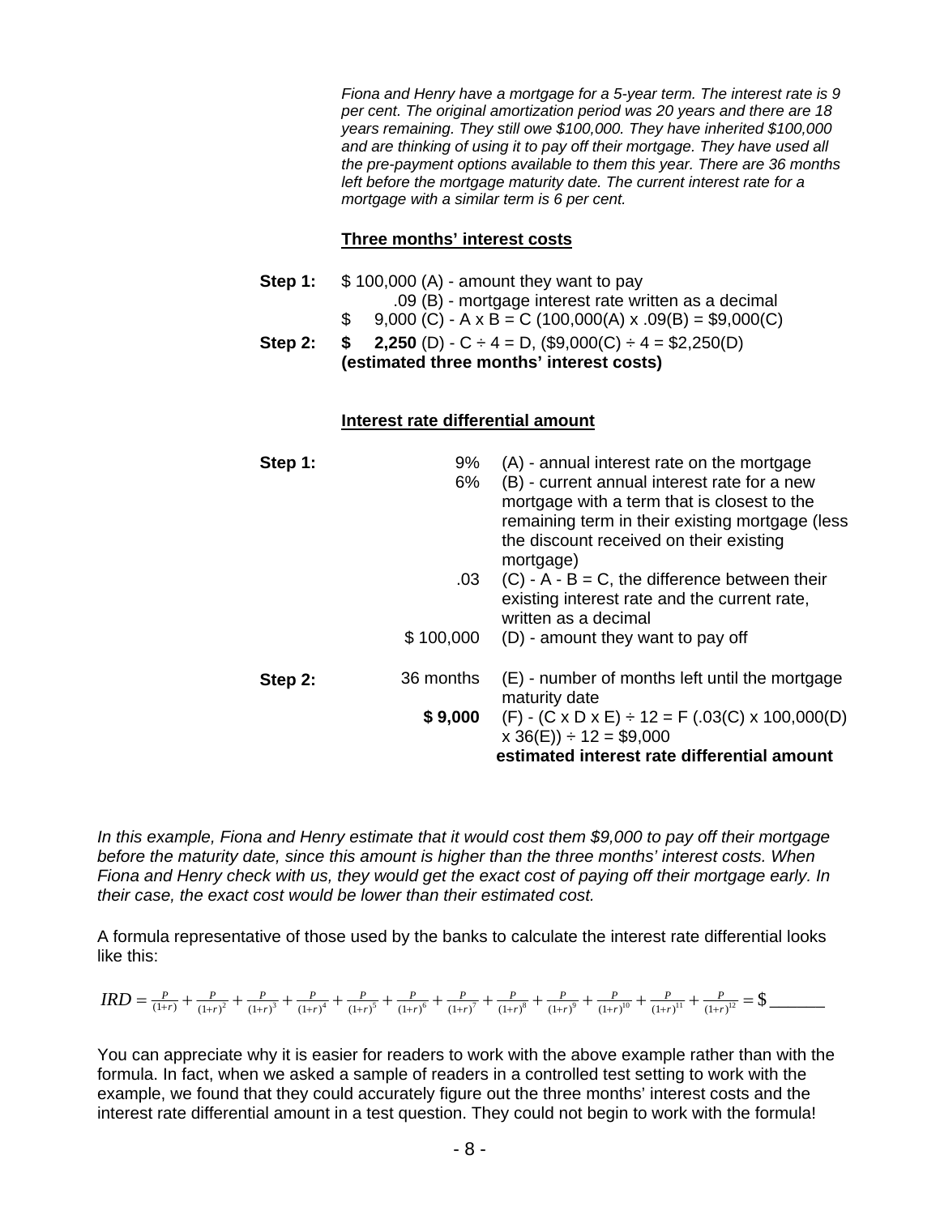*Fiona and Henry have a mortgage for a 5-year term. The interest rate is 9 per cent. The original amortization period was 20 years and there are 18 years remaining. They still owe $100,000. They have inherited $100,000 and are thinking of using it to pay off their mortgage. They have used all the pre-payment options available to them this year. There are 36 months left before the mortgage maturity date. The current interest rate for a mortgage with a similar term is 6 per cent.*

**Three months' interest costs**

| | | |
|---|---|---|
| **Step 1:** | $ 100,000 (A) - amount they want to pay | |
| | .09 (B) - mortgage interest rate written as a decimal | |
| | $ 9,000 (C) - A x B = C (100,000(A) x .09(B) = $9,000(C) | |
| **Step 2:** | **$ 2,250** (D) - C ÷ 4 = D, ($9,000(C) ÷ 4 = $2,250(D) | |
| | **(estimated three months' interest costs)** | |

**Interest rate differential amount**

| | | |
|---|---|---|
| **Step 1:** | 9% | (A) - annual interest rate on the mortgage |
| | 6% | (B) - current annual interest rate for a new mortgage with a term that is closest to the remaining term in their existing mortgage (less the discount received on their existing mortgage) |
| | .03 | (C) - A - B = C, the difference between their existing interest rate and the current rate, written as a decimal |
| | $ 100,000 | (D) - amount they want to pay off |
| **Step 2:** | 36 months | (E) - number of months left until the mortgage maturity date |
| | **$ 9,000** | (F) - (C x D x E) ÷ 12 = F (.03(C) x 100,000(D) x 36(E)) ÷ 12 = $9,000 |
| | | **estimated interest rate differential amount** |

*In this example, Fiona and Henry estimate that it would cost them $9,000 to pay off their mortgage before the maturity date, since this amount is higher than the three months' interest costs. When Fiona and Henry check with us, they would get the exact cost of paying off their mortgage early. In their case, the exact cost would be lower than their estimated cost.*

A formula representative of those used by the banks to calculate the interest rate differential looks like this:

$$IRD = \frac{P}{(1+r)} + \frac{P}{(1+r)^2} + \frac{P}{(1+r)^3} + \frac{P}{(1+r)^4} + \frac{P}{(1+r)^5} + \frac{P}{(1+r)^6} + \frac{P}{(1+r)^7} + \frac{P}{(1+r)^8} + \frac{P}{(1+r)^9} + \frac{P}{(1+r)^{10}} + \frac{P}{(1+r)^{11}} + \frac{P}{(1+r)^{12}} = \$\_\_\_\_\_\_$$

You can appreciate why it is easier for readers to work with the above example rather than with the formula. In fact, when we asked a sample of readers in a controlled test setting to work with the example, we found that they could accurately figure out the three months' interest costs and the interest rate differential amount in a test question. They could not begin to work with the formula!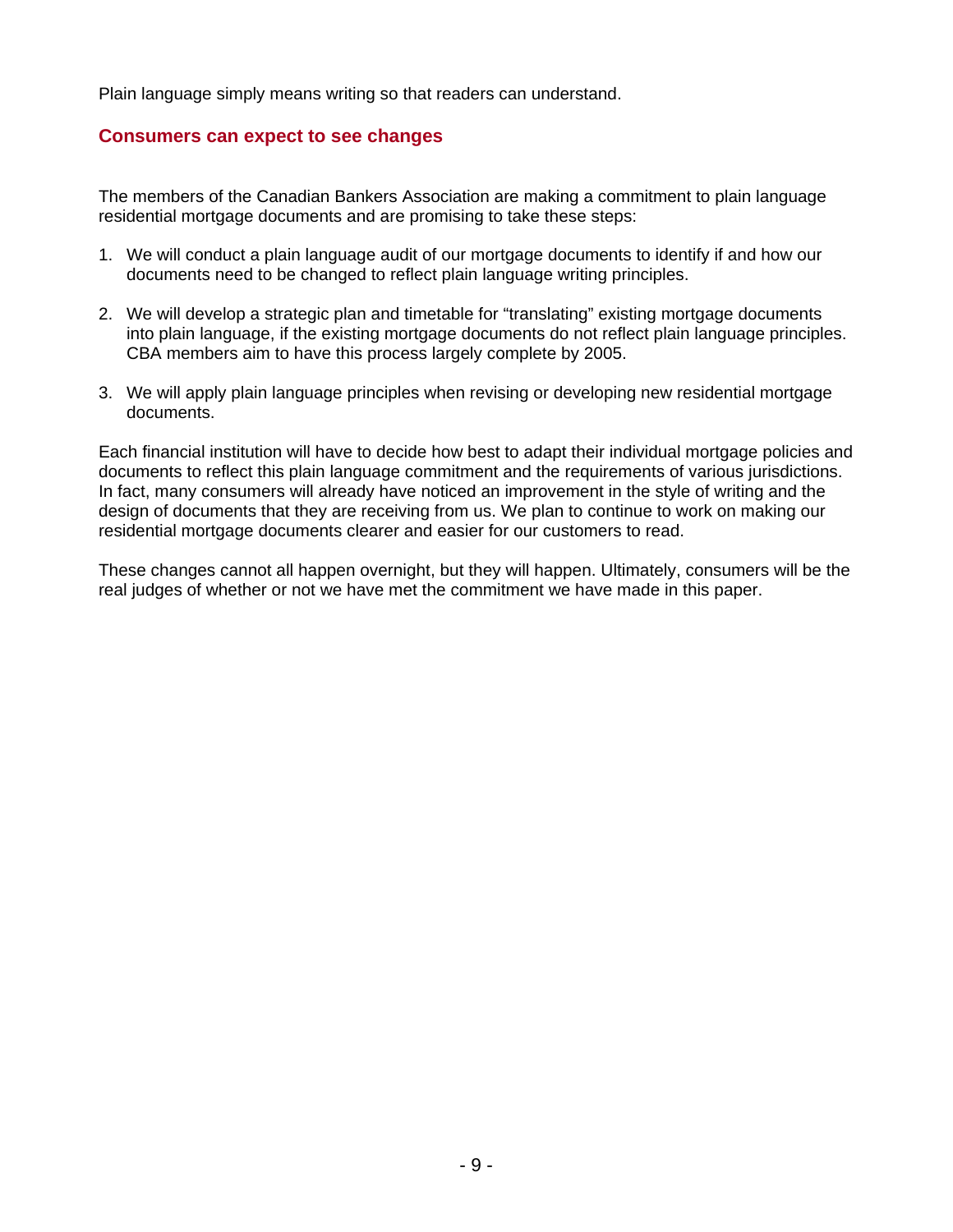Plain language simply means writing so that readers can understand.

## Consumers can expect to see changes

The members of the Canadian Bankers Association are making a commitment to plain language residential mortgage documents and are promising to take these steps:

1. We will conduct a plain language audit of our mortgage documents to identify if and how our documents need to be changed to reflect plain language writing principles.

2. We will develop a strategic plan and timetable for “translating” existing mortgage documents into plain language, if the existing mortgage documents do not reflect plain language principles. CBA members aim to have this process largely complete by 2005.

3. We will apply plain language principles when revising or developing new residential mortgage documents.

Each financial institution will have to decide how best to adapt their individual mortgage policies and documents to reflect this plain language commitment and the requirements of various jurisdictions. In fact, many consumers will already have noticed an improvement in the style of writing and the design of documents that they are receiving from us. We plan to continue to work on making our residential mortgage documents clearer and easier for our customers to read.

These changes cannot all happen overnight, but they will happen. Ultimately, consumers will be the real judges of whether or not we have met the commitment we have made in this paper.